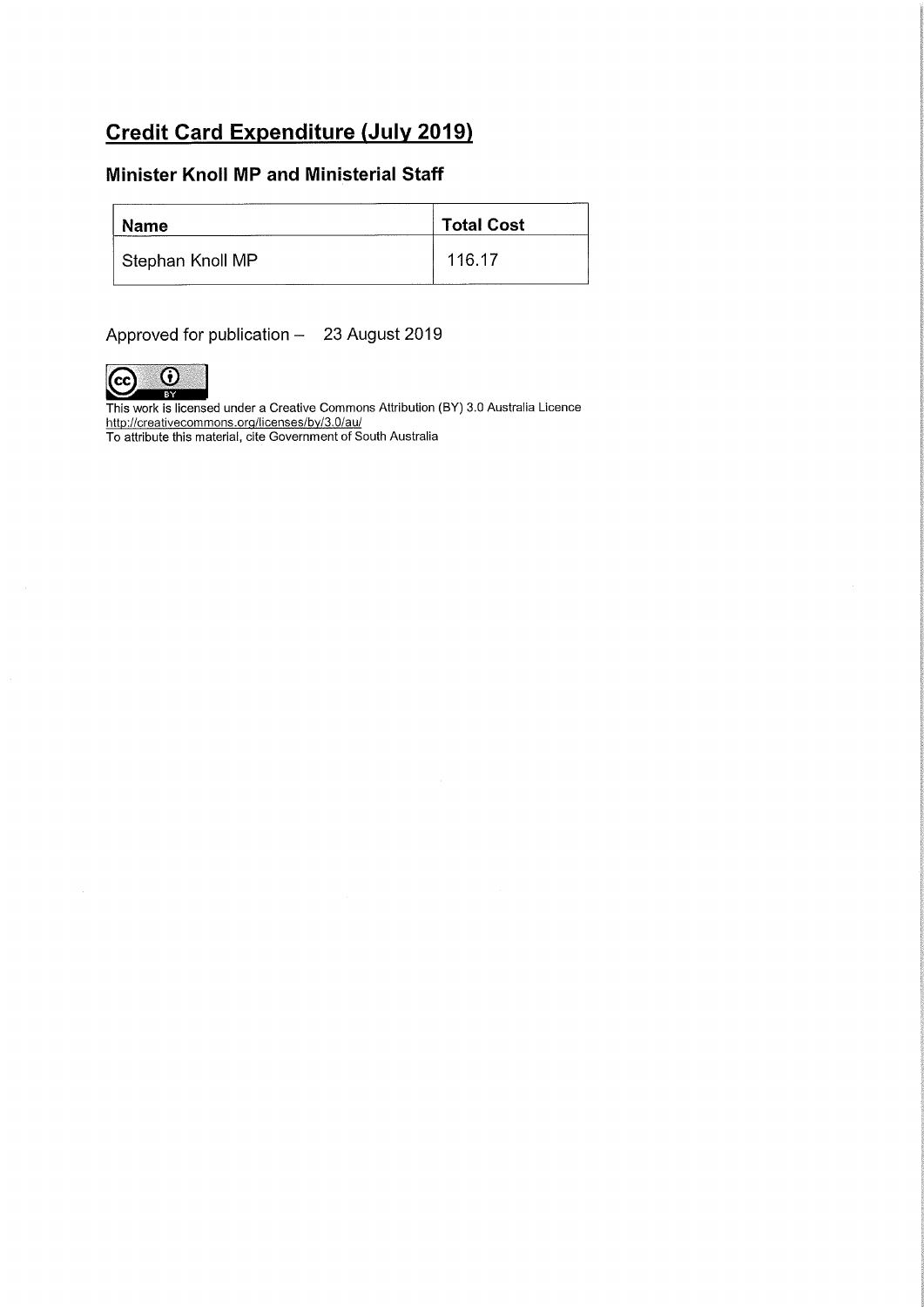# Credit Card Expenditure (July 2019)

## Minister Knoll MP and Ministerial Staff

| Name | Total Cost |
|---|---|
| Stephan Knoll MP | 116.17 |

Approved for publication – 23 August 2019

This work is licensed under a Creative Commons Attribution (BY) 3.0 Australia Licence
http://creativecommons.org/licenses/by/3.0/au/
To attribute this material, cite Government of South Australia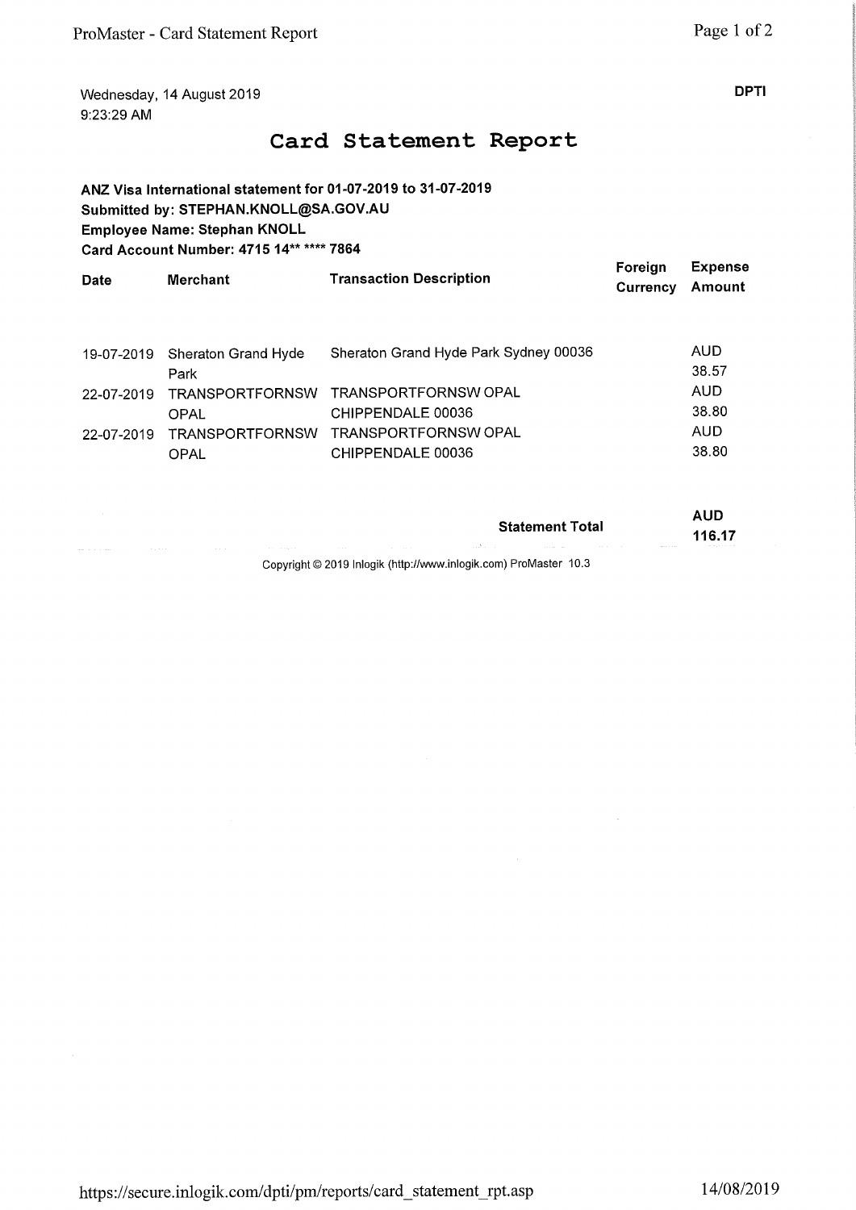Wednesday, 14 August 2019
9:23:29 AM

**DPTI**

# Card Statement Report

**ANZ Visa International statement for 01-07-2019 to 31-07-2019**
**Submitted by: STEPHAN.KNOLL@SA.GOV.AU**
**Employee Name: Stephan KNOLL**
**Card Account Number: 4715 14** **** 7864**

| Date | Merchant | Transaction Description | Foreign Currency | Expense Amount |
|---|---|---|---|---|
| 19-07-2019 | Sheraton Grand Hyde Park | Sheraton Grand Hyde Park Sydney 00036 | | AUD 38.57 |
| 22-07-2019 | TRANSPORTFORNSW OPAL | TRANSPORTFORNSW OPAL CHIPPENDALE 00036 | | AUD 38.80 |
| 22-07-2019 | TRANSPORTFORNSW OPAL | TRANSPORTFORNSW OPAL CHIPPENDALE 00036 | | AUD 38.80 |
| | | | **Statement Total** | **AUD 116.17** |

Copyright © 2019 Inlogik (http://www.inlogik.com) ProMaster 10.3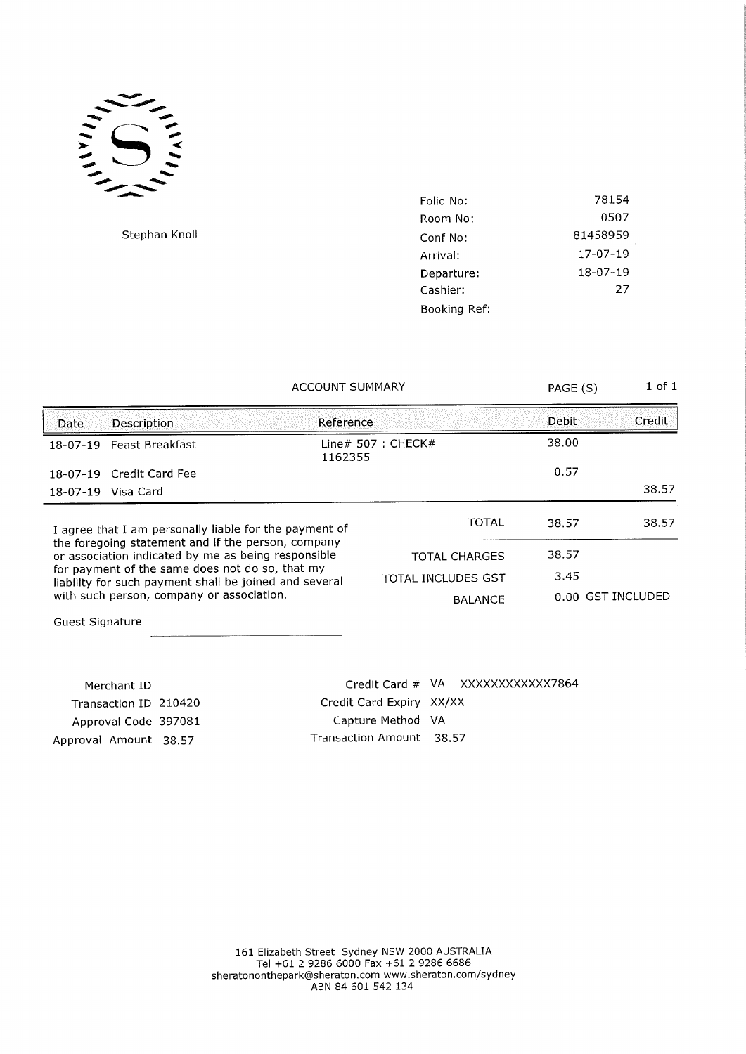Stephan Knoll

| | |
|---|---|
| Folio No: | 78154 |
| Room No: | 0507 |
| Conf No: | 81458959 |
| Arrival: | 17-07-19 |
| Departure: | 18-07-19 |
| Cashier: | 27 |
| Booking Ref: | |

ACCOUNT SUMMARY

| Date | Description | Reference | Debit | Credit |
|---|---|---|---|---|
| 18-07-19 | Feast Breakfast | Line# 507 : CHECK# 1162355 | 38.00 | |
| 18-07-19 | Credit Card Fee | | 0.57 | |
| 18-07-19 | Visa Card | | | 38.57 |
| | | TOTAL | 38.57 | 38.57 |
| | | TOTAL CHARGES | 38.57 | |
| | | TOTAL INCLUDES GST | 3.45 | |
| | | BALANCE | 0.00 | GST INCLUDED |

I agree that I am personally liable for the payment of the foregoing statement and if the person, company or association indicated by me as being responsible for payment of the same does not do so, that my liability for such payment shall be joined and several with such person, company or association.

Guest Signature ______________________

Merchant ID
Transaction ID 210420
Approval Code 397081
Approval Amount 38.57

Credit Card # VA XXXXXXXXXXXX7864
Credit Card Expiry XX/XX
Capture Method VA
Transaction Amount 38.57

161 Elizabeth Street Sydney NSW 2000 AUSTRALIA
Tel +61 2 9286 6000 Fax +61 2 9286 6686
sheratononthepark@sheraton.com www.sheraton.com/sydney
ABN 84 601 542 134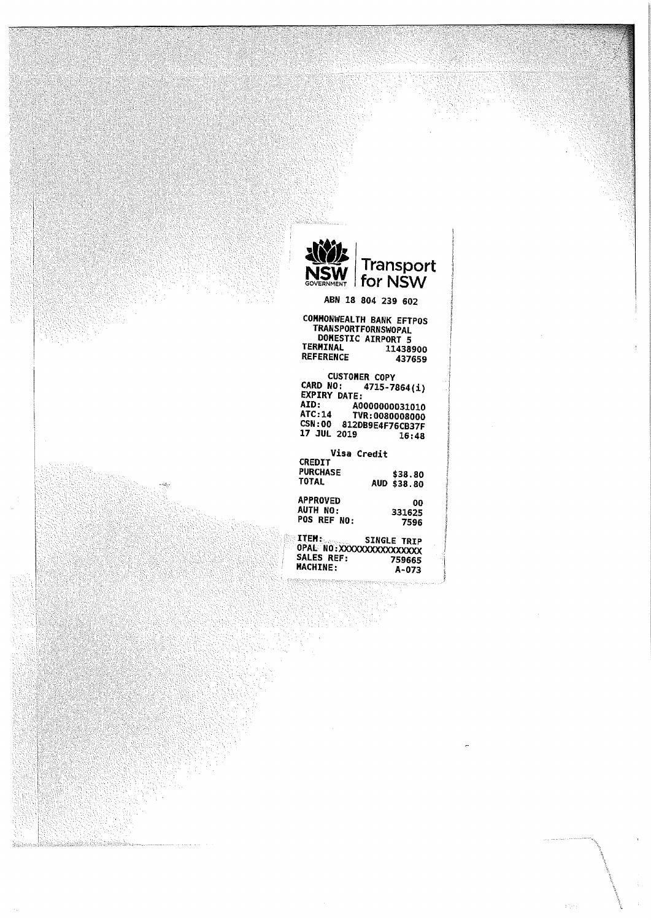**Transport for NSW**

NSW GOVERNMENT

ABN 18 804 239 602

COMMONWEALTH BANK EFTPOS
TRANSPORTFORNSWOPAL
DOMESTIC AIRPORT 5

| | |
|---|---|
| TERMINAL | 11438900 |
| REFERENCE | 437659 |

CUSTOMER COPY

| | |
|---|---|
| CARD NO: | 4715-7864(i) |
| EXPIRY DATE: | |
| AID: | A0000000031010 |
| ATC:14 | TVR:0080008000 |
| CSN:00 | 812DB9E4F76CB37F |
| 17 JUL 2019 | 16:48 |

Visa Credit

| | |
|---|---|
| CREDIT | |
| PURCHASE | $38.80 |
| TOTAL | AUD $38.80 |

| | |
|---|---|
| APPROVED | 00 |
| AUTH NO: | 331625 |
| POS REF NO: | 7596 |

| | |
|---|---|
| ITEM: | SINGLE TRIP |
| OPAL NO:XXXXXXXXXXXXXXXX | |
| SALES REF: | 759665 |
| MACHINE: | A-073 |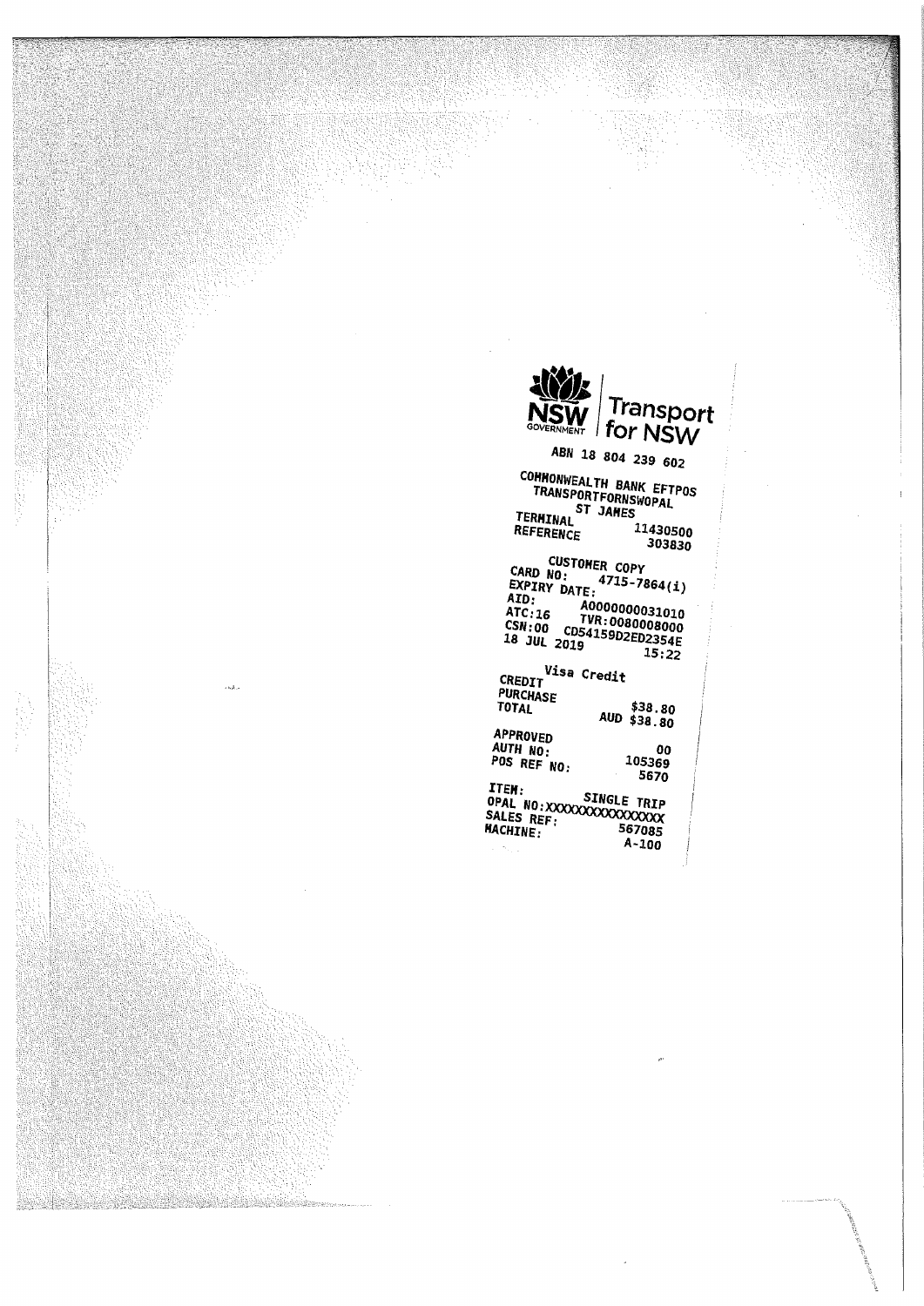NSW GOVERNMENT | Transport for NSW

ABN 18 804 239 602

COMMONWEALTH BANK EFTPOS
TRANSPORTFORNSWOPAL
ST JAMES

| | |
|---|---|
| TERMINAL | 11430500 |
| REFERENCE | 303830 |

CUSTOMER COPY

| | |
|---|---|
| CARD NO: | 4715-7864(i) |
| EXPIRY DATE: | |
| AID: | A0000000031010 |
| ATC:16 | TVR:0080008000 |
| CSN:00 | CD54159D2ED2354E |
| 18 JUL 2019 | 15:22 |

Visa Credit

| | |
|---|---|
| CREDIT | |
| PURCHASE | $38.80 |
| TOTAL | AUD $38.80 |

| | |
|---|---|
| APPROVED | 00 |
| AUTH NO: | 105369 |
| POS REF NO: | 5670 |

| | |
|---|---|
| ITEM: | SINGLE TRIP |
| OPAL NO: | XXXXXXXXXXXXXXXX |
| SALES REF: | 567085 |
| MACHINE: | A-100 |